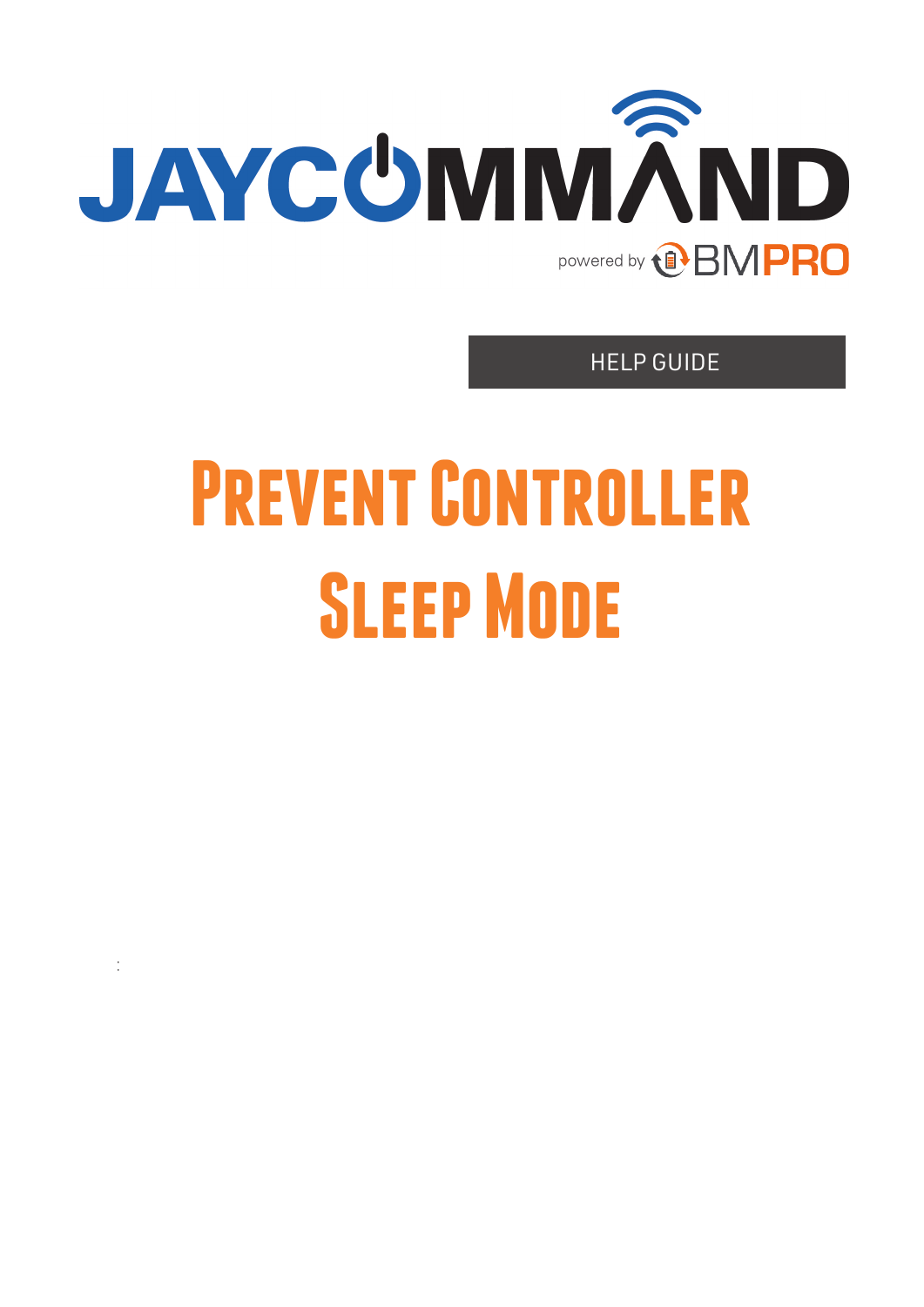JAYCOMMAND

powered by BMPRO

HELP GUIDE

# Prevent Controller Sleep Mode

: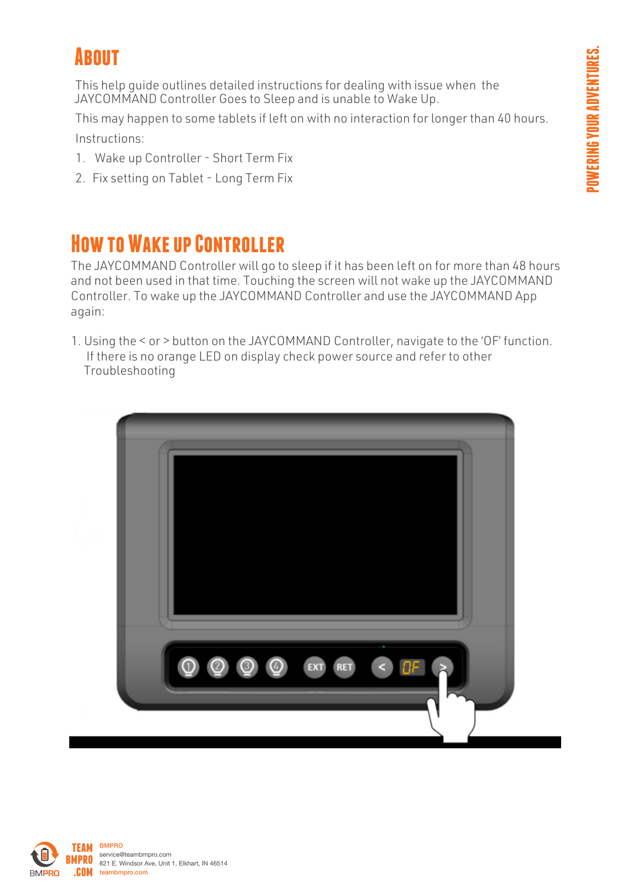## About

This help guide outlines detailed instructions for dealing with issue when the JAYCOMMAND Controller Goes to Sleep and is unable to Wake Up.

This may happen to some tablets if left on with no interaction for longer than 40 hours.

Instructions:

1. Wake up Controller - Short Term Fix
2. Fix setting on Tablet - Long Term Fix

## How to Wake up Controller

The JAYCOMMAND Controller will go to sleep if it has been left on for more than 48 hours and not been used in that time. Touching the screen will not wake up the JAYCOMMAND Controller. To wake up the JAYCOMMAND Controller and use the JAYCOMMAND App again:

1. Using the < or > button on the JAYCOMMAND Controller, navigate to the 'OF' function. If there is no orange LED on display check power source and refer to other Troubleshooting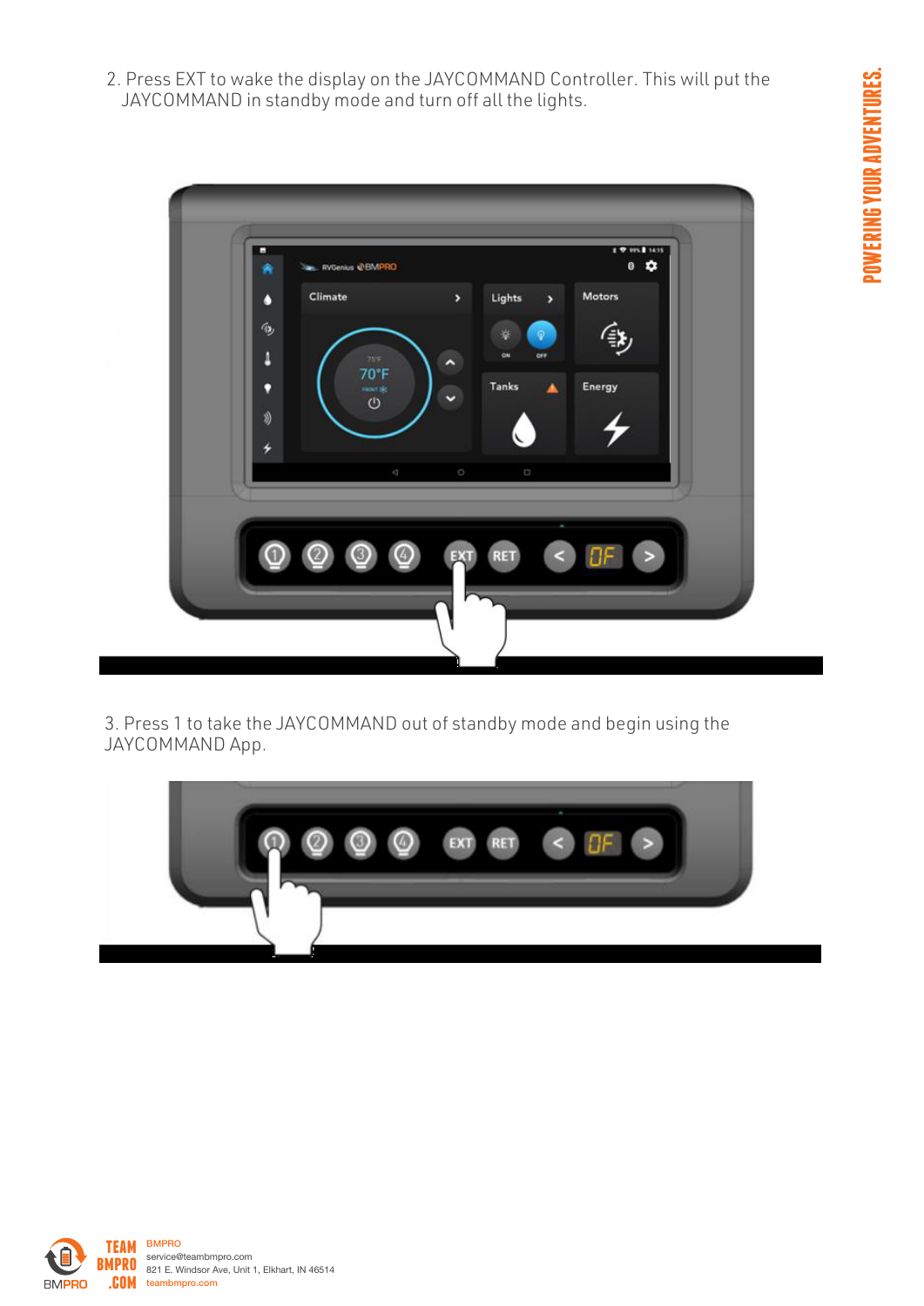2. Press EXT to wake the display on the JAYCOMMAND Controller. This will put the JAYCOMMAND in standby mode and turn off all the lights.

3. Press 1 to take the JAYCOMMAND out of standby mode and begin using the JAYCOMMAND App.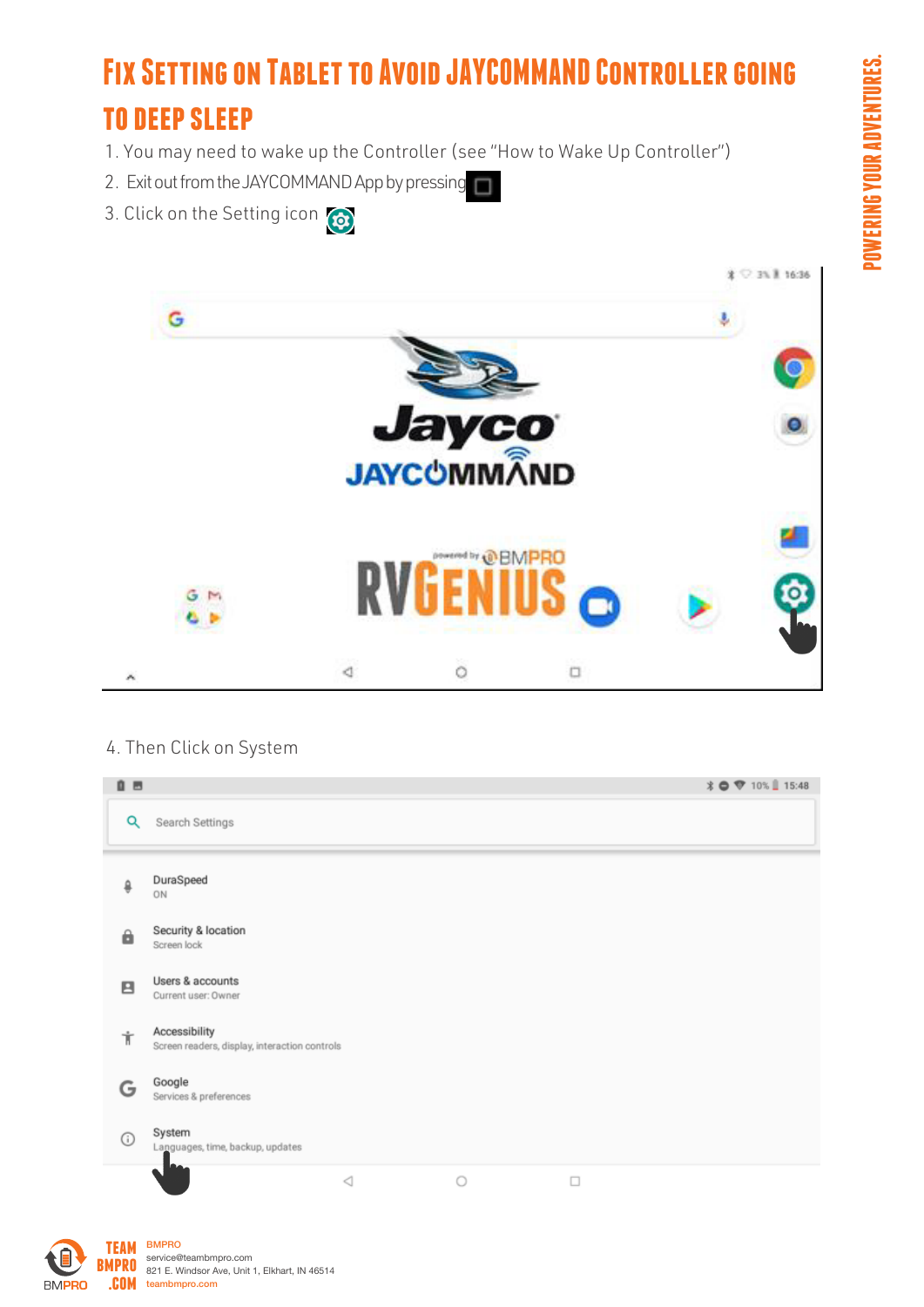# Fix Setting on Tablet to Avoid JAYCOMMAND Controller going to Deep Sleep

1. You may need to wake up the Controller (see "How to Wake Up Controller")
2. Exit out from the JAYCOMMAND App by pressing
3. Click on the Setting icon

4. Then Click on System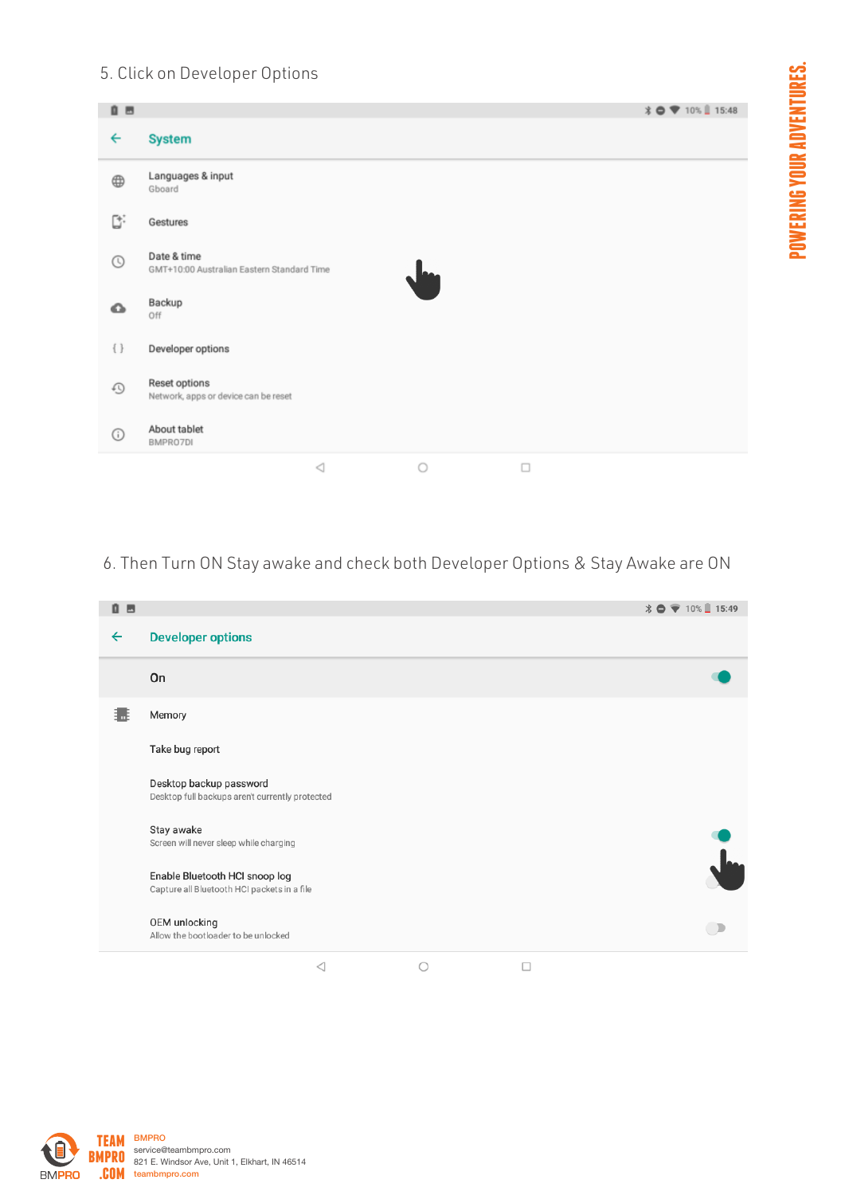5. Click on Developer Options

System

Languages & input
Gboard

Gestures

Date & time
GMT+10:00 Australian Eastern Standard Time

Backup
Off

Developer options

Reset options
Network, apps or device can be reset

About tablet
BMPRO7DI

6. Then Turn ON Stay awake and check both Developer Options & Stay Awake are ON

Developer options

On

Memory

Take bug report

Desktop backup password
Desktop full backups aren't currently protected

Stay awake
Screen will never sleep while charging

Enable Bluetooth HCI snoop log
Capture all Bluetooth HCI packets in a file

OEM unlocking
Allow the bootloader to be unlocked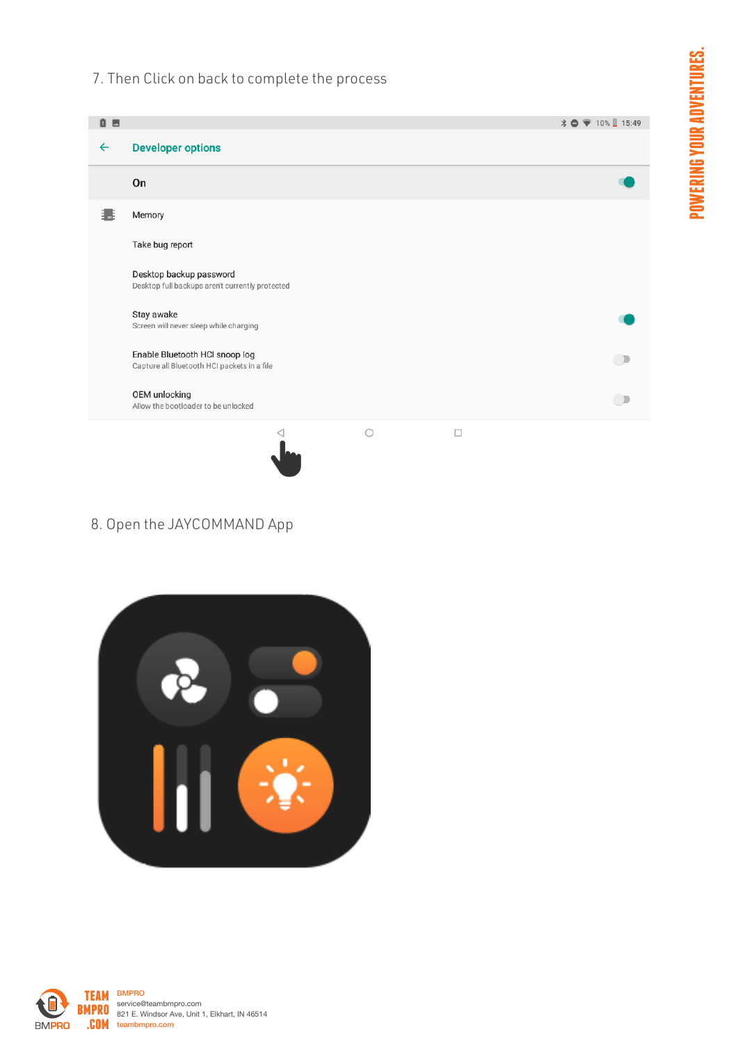7. Then Click on back to complete the process

8. Open the JAYCOMMAND App